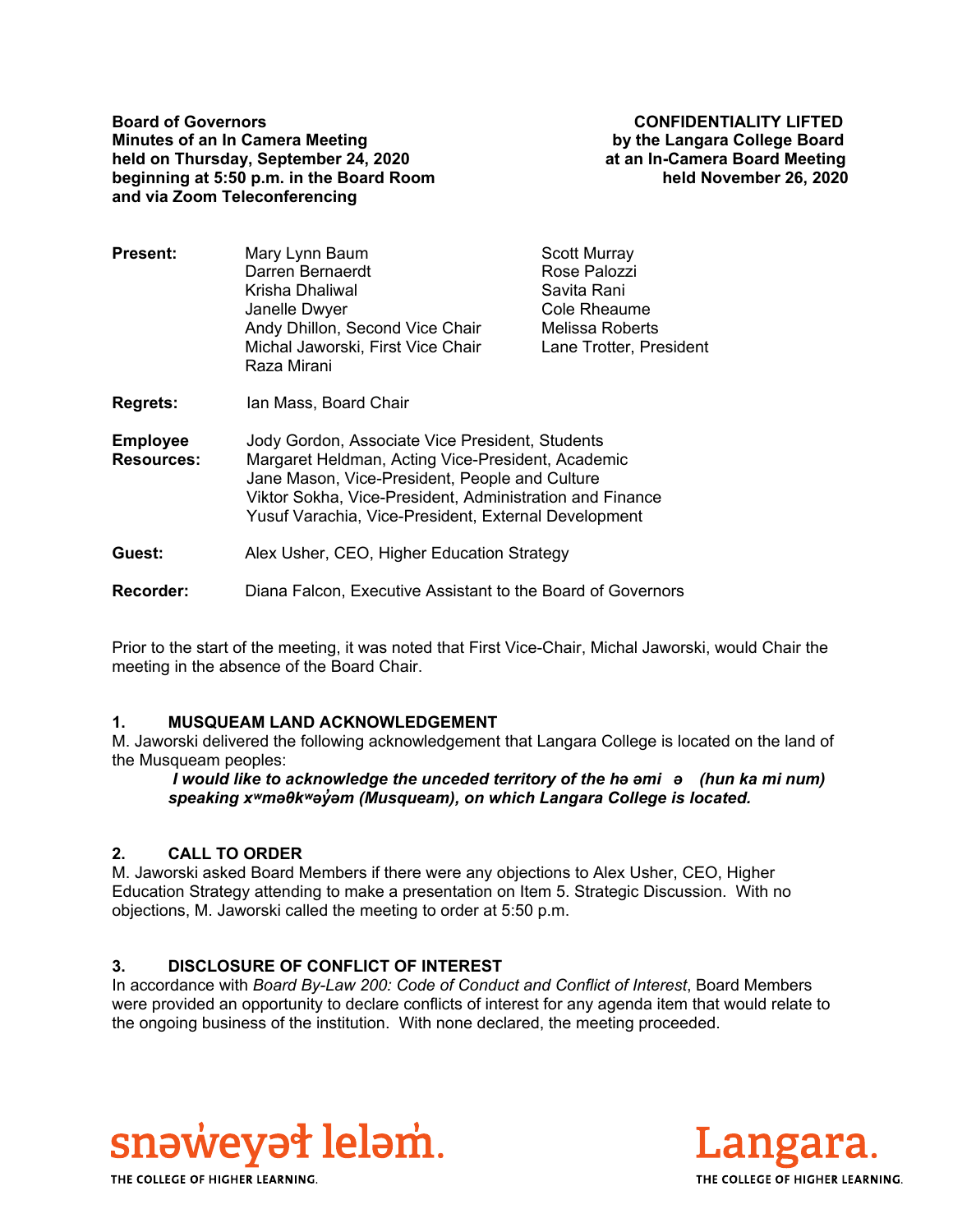**Board of Governors**
**Minutes of an In Camera Meeting**
**held on Thursday, September 24, 2020**
**beginning at 5:50 p.m. in the Board Room**
**and via Zoom Teleconferencing**

**CONFIDENTIALITY LIFTED**
**by the Langara College Board**
**at an In-Camera Board Meeting**
**held November 26, 2020**

| | | |
|---|---|---|
| **Present:** | Mary Lynn Baum | Scott Murray |
| | Darren Bernaerdt | Rose Palozzi |
| | Krisha Dhaliwal | Savita Rani |
| | Janelle Dwyer | Cole Rheaume |
| | Andy Dhillon, Second Vice Chair | Melissa Roberts |
| | Michal Jaworski, First Vice Chair | Lane Trotter, President |
| | Raza Mirani | |

**Regrets:** Ian Mass, Board Chair

**Employee Resources:**
Jody Gordon, Associate Vice President, Students
Margaret Heldman, Acting Vice-President, Academic
Jane Mason, Vice-President, People and Culture
Viktor Sokha, Vice-President, Administration and Finance
Yusuf Varachia, Vice-President, External Development

**Guest:** Alex Usher, CEO, Higher Education Strategy

**Recorder:** Diana Falcon, Executive Assistant to the Board of Governors

Prior to the start of the meeting, it was noted that First Vice-Chair, Michal Jaworski, would Chair the meeting in the absence of the Board Chair.

## 1. MUSQUEAM LAND ACKNOWLEDGEMENT

M. Jaworski delivered the following acknowledgement that Langara College is located on the land of the Musqueam peoples:

> ***I would like to acknowledge the unceded territory of the hə əmi ə (hun ka mi num) speaking xʷməθkʷəy̓əm (Musqueam), on which Langara College is located.***

## 2. CALL TO ORDER

M. Jaworski asked Board Members if there were any objections to Alex Usher, CEO, Higher Education Strategy attending to make a presentation on Item 5. Strategic Discussion. With no objections, M. Jaworski called the meeting to order at 5:50 p.m.

## 3. DISCLOSURE OF CONFLICT OF INTEREST

In accordance with *Board By-Law 200: Code of Conduct and Conflict of Interest*, Board Members were provided an opportunity to declare conflicts of interest for any agenda item that would relate to the ongoing business of the institution. With none declared, the meeting proceeded.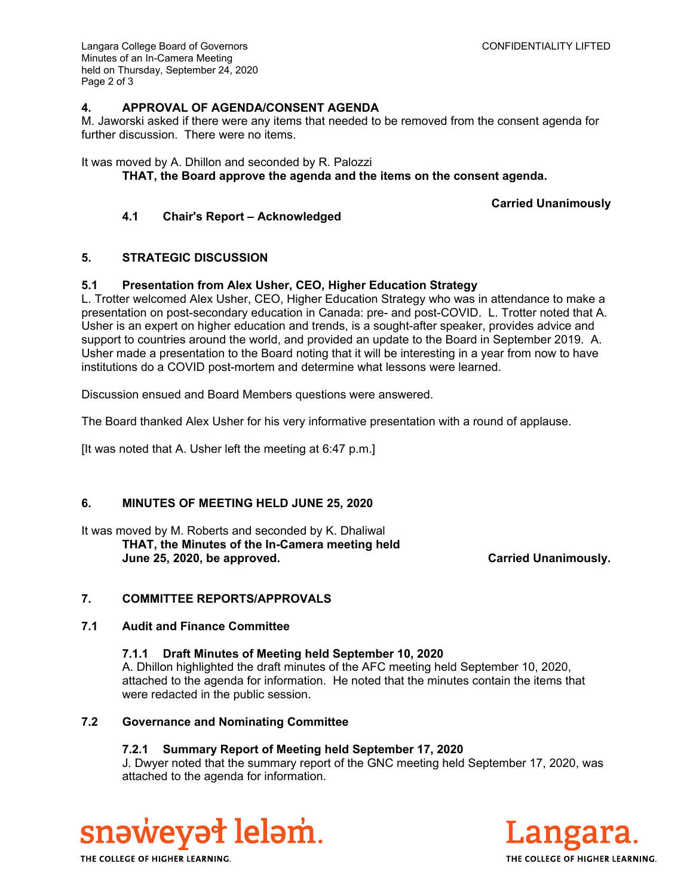## 4. APPROVAL OF AGENDA/CONSENT AGENDA

M. Jaworski asked if there were any items that needed to be removed from the consent agenda for further discussion. There were no items.

It was moved by A. Dhillon and seconded by R. Palozzi

**THAT, the Board approve the agenda and the items on the consent agenda.**

**Carried Unanimously**

### 4.1 Chair's Report – Acknowledged

## 5. STRATEGIC DISCUSSION

### 5.1 Presentation from Alex Usher, CEO, Higher Education Strategy

L. Trotter welcomed Alex Usher, CEO, Higher Education Strategy who was in attendance to make a presentation on post-secondary education in Canada: pre- and post-COVID. L. Trotter noted that A. Usher is an expert on higher education and trends, is a sought-after speaker, provides advice and support to countries around the world, and provided an update to the Board in September 2019. A. Usher made a presentation to the Board noting that it will be interesting in a year from now to have institutions do a COVID post-mortem and determine what lessons were learned.

Discussion ensued and Board Members questions were answered.

The Board thanked Alex Usher for his very informative presentation with a round of applause.

[It was noted that A. Usher left the meeting at 6:47 p.m.]

## 6. MINUTES OF MEETING HELD JUNE 25, 2020

It was moved by M. Roberts and seconded by K. Dhaliwal

**THAT, the Minutes of the In-Camera meeting held June 25, 2020, be approved.** **Carried Unanimously.**

## 7. COMMITTEE REPORTS/APPROVALS

### 7.1 Audit and Finance Committee

#### 7.1.1 Draft Minutes of Meeting held September 10, 2020

A. Dhillon highlighted the draft minutes of the AFC meeting held September 10, 2020, attached to the agenda for information. He noted that the minutes contain the items that were redacted in the public session.

### 7.2 Governance and Nominating Committee

#### 7.2.1 Summary Report of Meeting held September 17, 2020

J. Dwyer noted that the summary report of the GNC meeting held September 17, 2020, was attached to the agenda for information.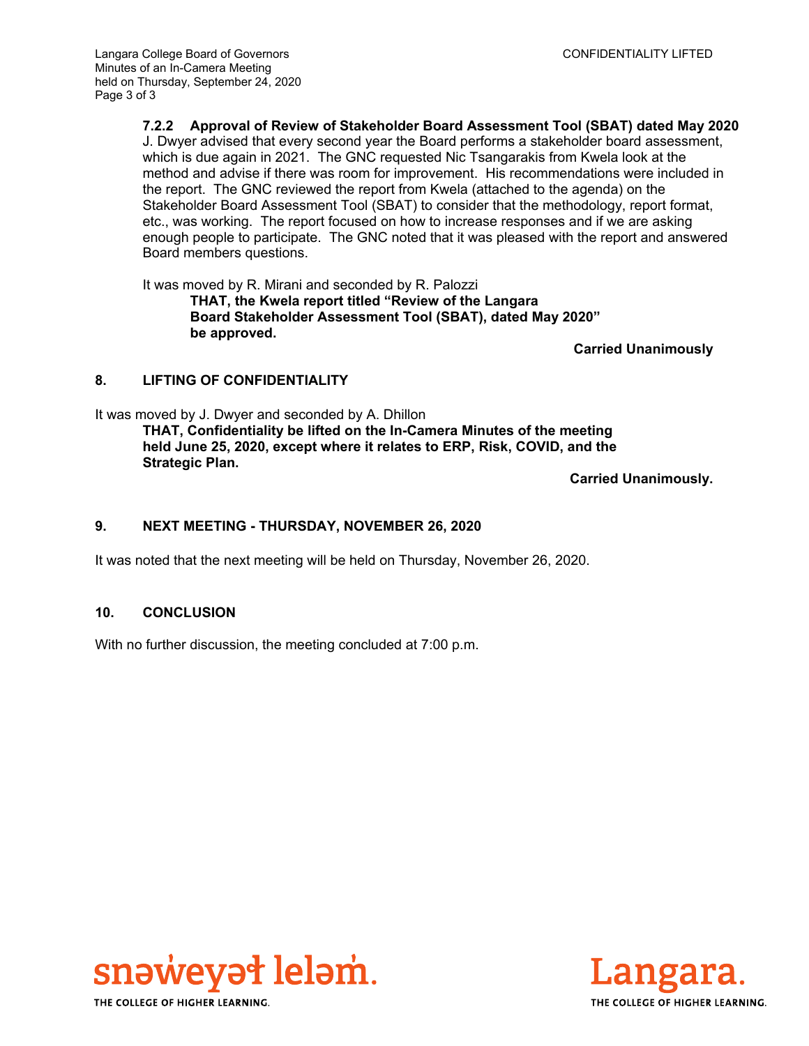**7.2.2 Approval of Review of Stakeholder Board Assessment Tool (SBAT) dated May 2020**

J. Dwyer advised that every second year the Board performs a stakeholder board assessment, which is due again in 2021. The GNC requested Nic Tsangarakis from Kwela look at the method and advise if there was room for improvement. His recommendations were included in the report. The GNC reviewed the report from Kwela (attached to the agenda) on the Stakeholder Board Assessment Tool (SBAT) to consider that the methodology, report format, etc., was working. The report focused on how to increase responses and if we are asking enough people to participate. The GNC noted that it was pleased with the report and answered Board members questions.

It was moved by R. Mirani and seconded by R. Palozzi

**THAT, the Kwela report titled "Review of the Langara Board Stakeholder Assessment Tool (SBAT), dated May 2020" be approved.**

**Carried Unanimously**

## 8. LIFTING OF CONFIDENTIALITY

It was moved by J. Dwyer and seconded by A. Dhillon

**THAT, Confidentiality be lifted on the In-Camera Minutes of the meeting held June 25, 2020, except where it relates to ERP, Risk, COVID, and the Strategic Plan.**

**Carried Unanimously.**

## 9. NEXT MEETING - THURSDAY, NOVEMBER 26, 2020

It was noted that the next meeting will be held on Thursday, November 26, 2020.

## 10. CONCLUSION

With no further discussion, the meeting concluded at 7:00 p.m.